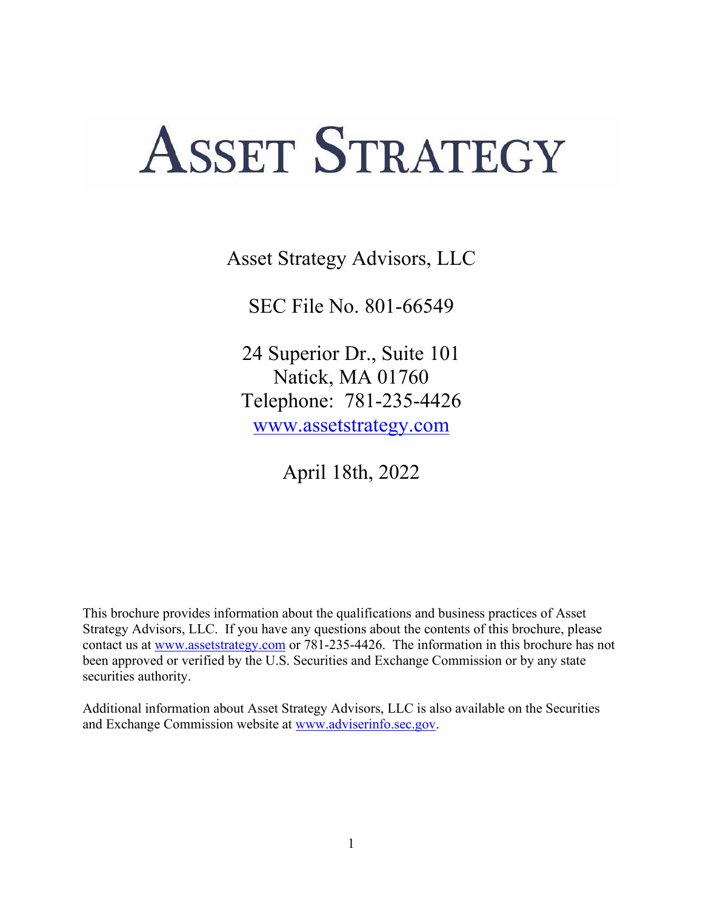# ASSET STRATEGY

Asset Strategy Advisors, LLC

SEC File No. 801-66549

24 Superior Dr., Suite 101
Natick, MA 01760
Telephone: 781-235-4426
www.assetstrategy.com

April 18th, 2022

This brochure provides information about the qualifications and business practices of Asset Strategy Advisors, LLC. If you have any questions about the contents of this brochure, please contact us at www.assetstrategy.com or 781-235-4426. The information in this brochure has not been approved or verified by the U.S. Securities and Exchange Commission or by any state securities authority.

Additional information about Asset Strategy Advisors, LLC is also available on the Securities and Exchange Commission website at www.adviserinfo.sec.gov.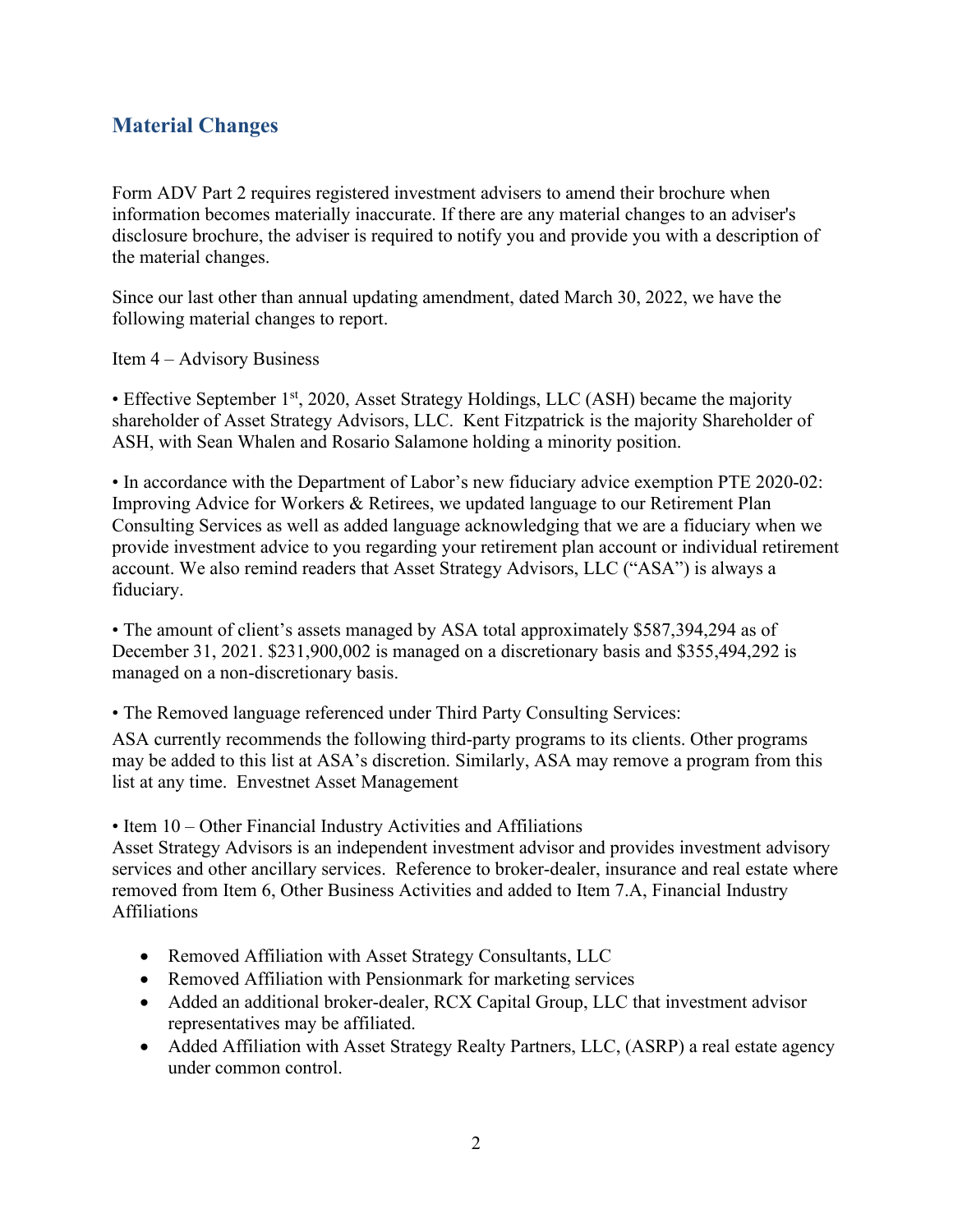## Material Changes

Form ADV Part 2 requires registered investment advisers to amend their brochure when information becomes materially inaccurate. If there are any material changes to an adviser's disclosure brochure, the adviser is required to notify you and provide you with a description of the material changes.

Since our last other than annual updating amendment, dated March 30, 2022, we have the following material changes to report.

Item 4 – Advisory Business

• Effective September 1st, 2020, Asset Strategy Holdings, LLC (ASH) became the majority shareholder of Asset Strategy Advisors, LLC. Kent Fitzpatrick is the majority Shareholder of ASH, with Sean Whalen and Rosario Salamone holding a minority position.

• In accordance with the Department of Labor's new fiduciary advice exemption PTE 2020-02: Improving Advice for Workers & Retirees, we updated language to our Retirement Plan Consulting Services as well as added language acknowledging that we are a fiduciary when we provide investment advice to you regarding your retirement plan account or individual retirement account. We also remind readers that Asset Strategy Advisors, LLC ("ASA") is always a fiduciary.

• The amount of client's assets managed by ASA total approximately $587,394,294 as of December 31, 2021. $231,900,002 is managed on a discretionary basis and $355,494,292 is managed on a non-discretionary basis.

• The Removed language referenced under Third Party Consulting Services:
ASA currently recommends the following third-party programs to its clients. Other programs may be added to this list at ASA's discretion. Similarly, ASA may remove a program from this list at any time. Envestnet Asset Management

• Item 10 – Other Financial Industry Activities and Affiliations
Asset Strategy Advisors is an independent investment advisor and provides investment advisory services and other ancillary services. Reference to broker-dealer, insurance and real estate where removed from Item 6, Other Business Activities and added to Item 7.A, Financial Industry Affiliations

- Removed Affiliation with Asset Strategy Consultants, LLC
- Removed Affiliation with Pensionmark for marketing services
- Added an additional broker-dealer, RCX Capital Group, LLC that investment advisor representatives may be affiliated.
- Added Affiliation with Asset Strategy Realty Partners, LLC, (ASRP) a real estate agency under common control.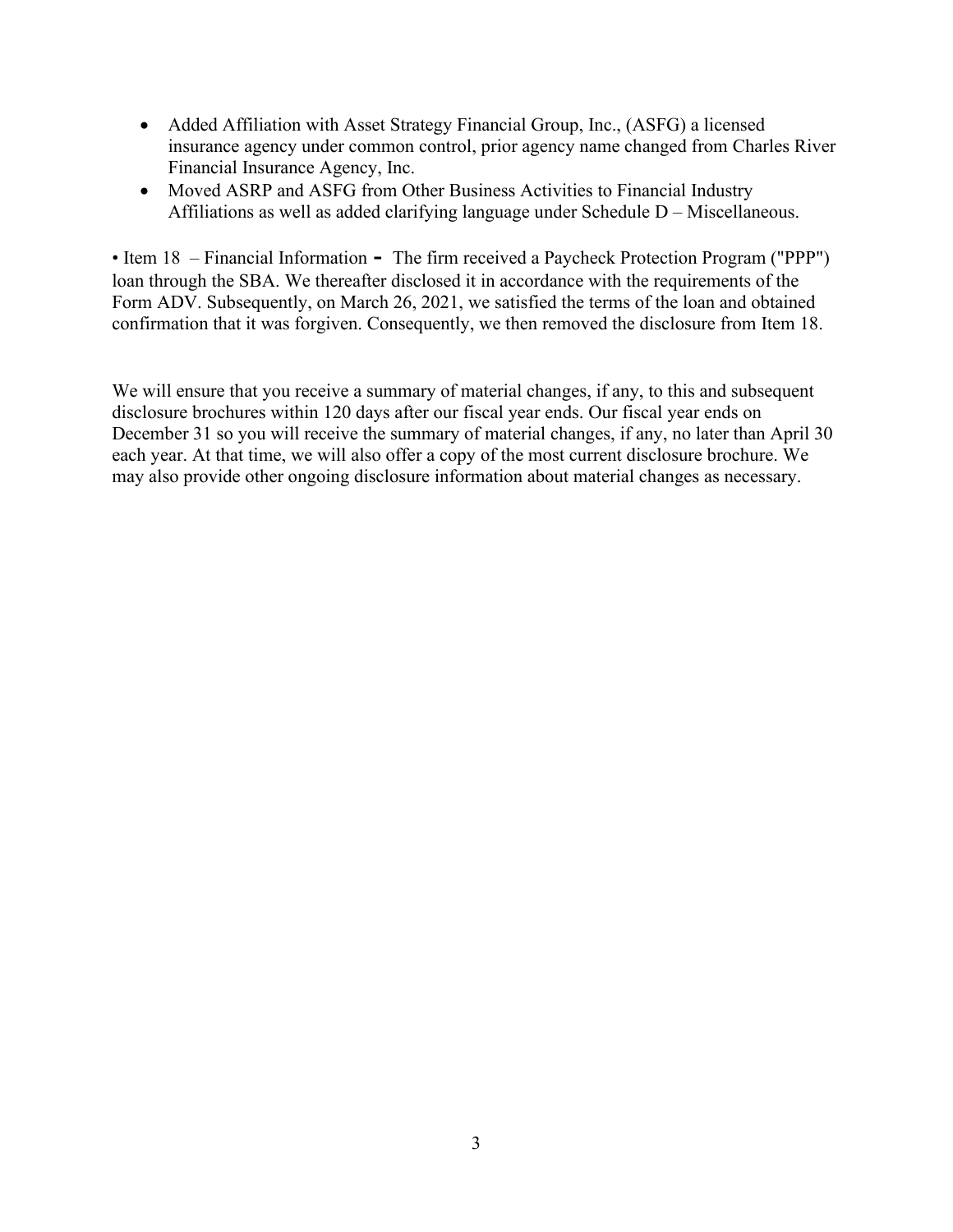- Added Affiliation with Asset Strategy Financial Group, Inc., (ASFG) a licensed insurance agency under common control, prior agency name changed from Charles River Financial Insurance Agency, Inc.
- Moved ASRP and ASFG from Other Business Activities to Financial Industry Affiliations as well as added clarifying language under Schedule D – Miscellaneous.

• Item 18 – Financial Information - The firm received a Paycheck Protection Program ("PPP") loan through the SBA. We thereafter disclosed it in accordance with the requirements of the Form ADV. Subsequently, on March 26, 2021, we satisfied the terms of the loan and obtained confirmation that it was forgiven. Consequently, we then removed the disclosure from Item 18.

We will ensure that you receive a summary of material changes, if any, to this and subsequent disclosure brochures within 120 days after our fiscal year ends. Our fiscal year ends on December 31 so you will receive the summary of material changes, if any, no later than April 30 each year. At that time, we will also offer a copy of the most current disclosure brochure. We may also provide other ongoing disclosure information about material changes as necessary.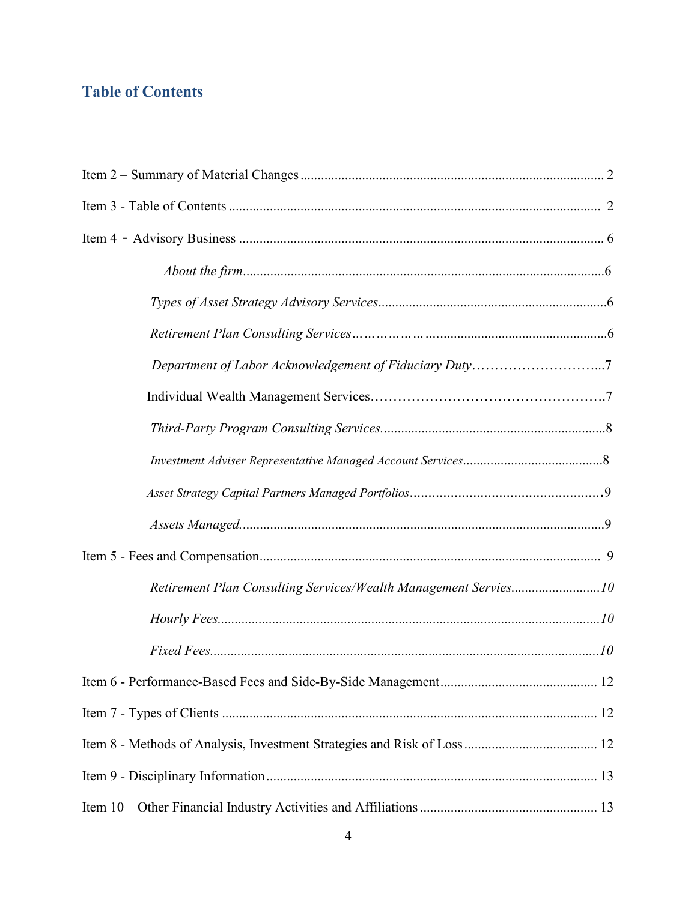## Table of Contents

Item 2 – Summary of Material Changes ........................................................................................ 2

Item 3 - Table of Contents ............................................................................................................ 2

Item 4 - Advisory Business .......................................................................................................... 6

*About the firm*.........................................................................................................6

*Types of Asset Strategy Advisory Services*...................................................................6

*Retirement Plan Consulting Services*………………….................................................6

*Department of Labor Acknowledgement of Fiduciary Duty*………………………...7

Individual Wealth Management Services…………………………………………….7

*Third-Party Program Consulting Services.*.................................................................8

*Investment Adviser Representative Managed Account Services*.........................................8

*Asset Strategy Capital Partners Managed Portfolios*....................................................9

*Assets Managed.*..........................................................................................................9

Item 5 - Fees and Compensation................................................................................................... 9

*Retirement Plan Consulting Services/Wealth Management Servies..........................10*

*Hourly Fees...............................................................................................................10*

*Fixed Fees.................................................................................................................10*

Item 6 - Performance-Based Fees and Side-By-Side Management............................................. 12

Item 7 - Types of Clients ............................................................................................................. 12

Item 8 - Methods of Analysis, Investment Strategies and Risk of Loss ...................................... 12

Item 9 - Disciplinary Information ................................................................................................ 13

Item 10 – Other Financial Industry Activities and Affiliations .................................................... 13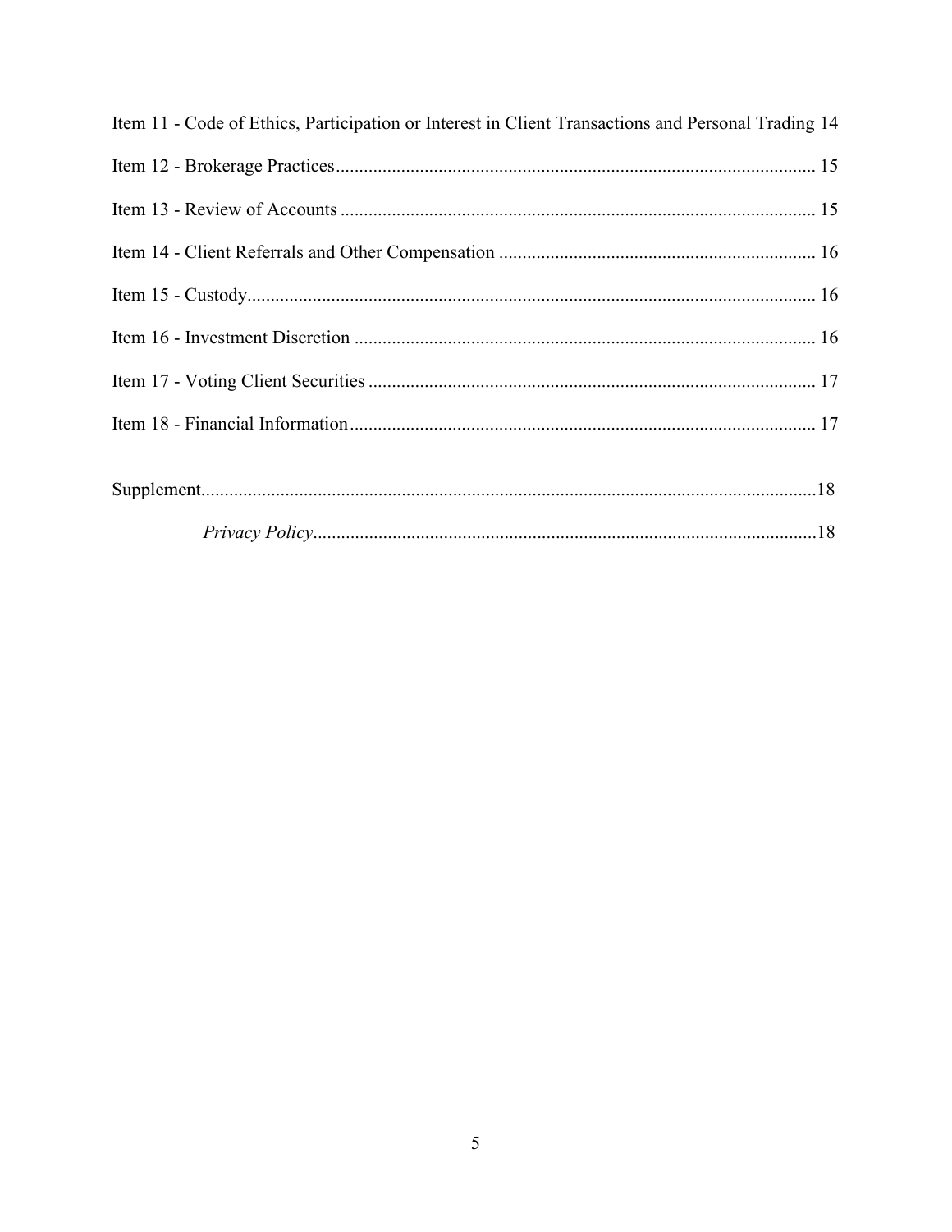Item 11 - Code of Ethics, Participation or Interest in Client Transactions and Personal Trading 14

Item 12 - Brokerage Practices ...................................................................................................... 15

Item 13 - Review of Accounts ..................................................................................................... 15

Item 14 - Client Referrals and Other Compensation ................................................................... 16

Item 15 - Custody......................................................................................................................... 16

Item 16 - Investment Discretion .................................................................................................. 16

Item 17 - Voting Client Securities ............................................................................................... 17

Item 18 - Financial Information ................................................................................................... 17

Supplement....................................................................................................................................18

*Privacy Policy*............................................................................................................18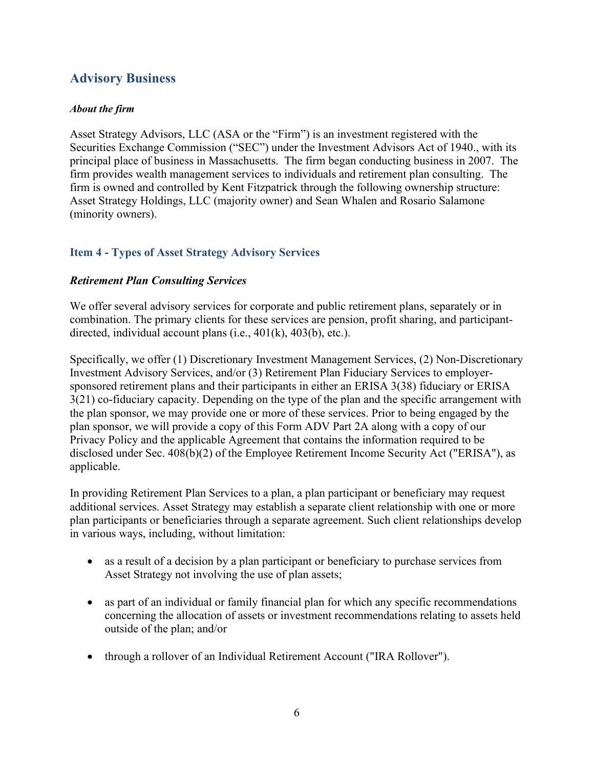## Advisory Business

***About the firm***

Asset Strategy Advisors, LLC (ASA or the "Firm") is an investment registered with the Securities Exchange Commission ("SEC") under the Investment Advisors Act of 1940., with its principal place of business in Massachusetts. The firm began conducting business in 2007. The firm provides wealth management services to individuals and retirement plan consulting. The firm is owned and controlled by Kent Fitzpatrick through the following ownership structure: Asset Strategy Holdings, LLC (majority owner) and Sean Whalen and Rosario Salamone (minority owners).

### Item 4 - Types of Asset Strategy Advisory Services

***Retirement Plan Consulting Services***

We offer several advisory services for corporate and public retirement plans, separately or in combination. The primary clients for these services are pension, profit sharing, and participant-directed, individual account plans (i.e., 401(k), 403(b), etc.).

Specifically, we offer (1) Discretionary Investment Management Services, (2) Non-Discretionary Investment Advisory Services, and/or (3) Retirement Plan Fiduciary Services to employer-sponsored retirement plans and their participants in either an ERISA 3(38) fiduciary or ERISA 3(21) co-fiduciary capacity. Depending on the type of the plan and the specific arrangement with the plan sponsor, we may provide one or more of these services. Prior to being engaged by the plan sponsor, we will provide a copy of this Form ADV Part 2A along with a copy of our Privacy Policy and the applicable Agreement that contains the information required to be disclosed under Sec. 408(b)(2) of the Employee Retirement Income Security Act ("ERISA"), as applicable.

In providing Retirement Plan Services to a plan, a plan participant or beneficiary may request additional services. Asset Strategy may establish a separate client relationship with one or more plan participants or beneficiaries through a separate agreement. Such client relationships develop in various ways, including, without limitation:

- as a result of a decision by a plan participant or beneficiary to purchase services from Asset Strategy not involving the use of plan assets;
- as part of an individual or family financial plan for which any specific recommendations concerning the allocation of assets or investment recommendations relating to assets held outside of the plan; and/or
- through a rollover of an Individual Retirement Account ("IRA Rollover").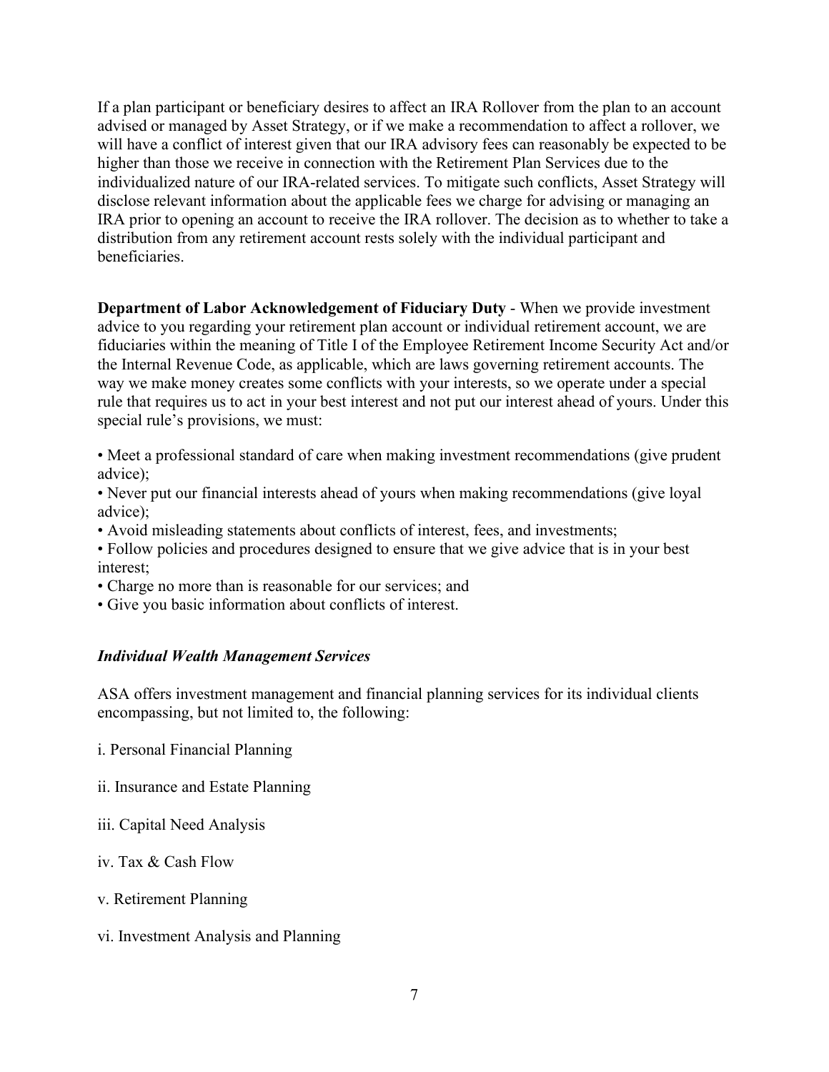If a plan participant or beneficiary desires to affect an IRA Rollover from the plan to an account advised or managed by Asset Strategy, or if we make a recommendation to affect a rollover, we will have a conflict of interest given that our IRA advisory fees can reasonably be expected to be higher than those we receive in connection with the Retirement Plan Services due to the individualized nature of our IRA-related services. To mitigate such conflicts, Asset Strategy will disclose relevant information about the applicable fees we charge for advising or managing an IRA prior to opening an account to receive the IRA rollover. The decision as to whether to take a distribution from any retirement account rests solely with the individual participant and beneficiaries.

**Department of Labor Acknowledgement of Fiduciary Duty** - When we provide investment advice to you regarding your retirement plan account or individual retirement account, we are fiduciaries within the meaning of Title I of the Employee Retirement Income Security Act and/or the Internal Revenue Code, as applicable, which are laws governing retirement accounts. The way we make money creates some conflicts with your interests, so we operate under a special rule that requires us to act in your best interest and not put our interest ahead of yours. Under this special rule's provisions, we must:

- Meet a professional standard of care when making investment recommendations (give prudent advice);
- Never put our financial interests ahead of yours when making recommendations (give loyal advice);
- Avoid misleading statements about conflicts of interest, fees, and investments;
- Follow policies and procedures designed to ensure that we give advice that is in your best interest;
- Charge no more than is reasonable for our services; and
- Give you basic information about conflicts of interest.

### *Individual Wealth Management Services*

ASA offers investment management and financial planning services for its individual clients encompassing, but not limited to, the following:

i. Personal Financial Planning

ii. Insurance and Estate Planning

iii. Capital Need Analysis

iv. Tax & Cash Flow

v. Retirement Planning

vi. Investment Analysis and Planning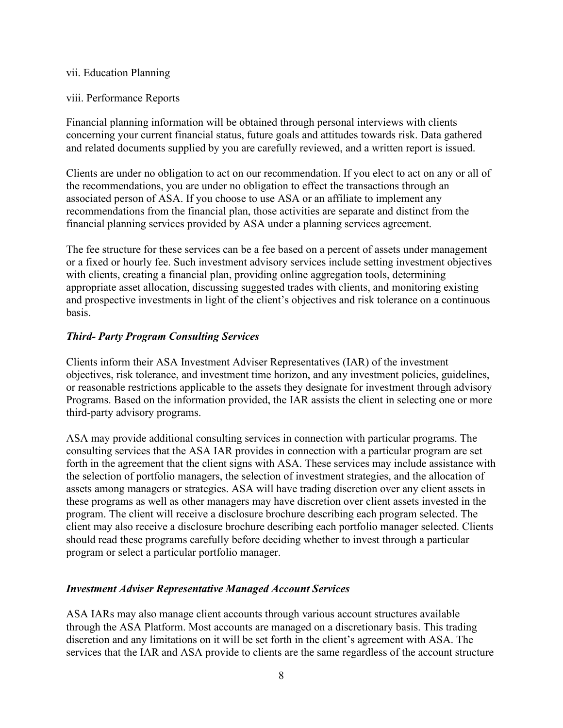vii. Education Planning

viii. Performance Reports

Financial planning information will be obtained through personal interviews with clients concerning your current financial status, future goals and attitudes towards risk. Data gathered and related documents supplied by you are carefully reviewed, and a written report is issued.

Clients are under no obligation to act on our recommendation. If you elect to act on any or all of the recommendations, you are under no obligation to effect the transactions through an associated person of ASA. If you choose to use ASA or an affiliate to implement any recommendations from the financial plan, those activities are separate and distinct from the financial planning services provided by ASA under a planning services agreement.

The fee structure for these services can be a fee based on a percent of assets under management or a fixed or hourly fee. Such investment advisory services include setting investment objectives with clients, creating a financial plan, providing online aggregation tools, determining appropriate asset allocation, discussing suggested trades with clients, and monitoring existing and prospective investments in light of the client's objectives and risk tolerance on a continuous basis.

***Third- Party Program Consulting Services***

Clients inform their ASA Investment Adviser Representatives (IAR) of the investment objectives, risk tolerance, and investment time horizon, and any investment policies, guidelines, or reasonable restrictions applicable to the assets they designate for investment through advisory Programs. Based on the information provided, the IAR assists the client in selecting one or more third-party advisory programs.

ASA may provide additional consulting services in connection with particular programs. The consulting services that the ASA IAR provides in connection with a particular program are set forth in the agreement that the client signs with ASA. These services may include assistance with the selection of portfolio managers, the selection of investment strategies, and the allocation of assets among managers or strategies. ASA will have trading discretion over any client assets in these programs as well as other managers may have discretion over client assets invested in the program. The client will receive a disclosure brochure describing each program selected. The client may also receive a disclosure brochure describing each portfolio manager selected. Clients should read these programs carefully before deciding whether to invest through a particular program or select a particular portfolio manager.

***Investment Adviser Representative Managed Account Services***

ASA IARs may also manage client accounts through various account structures available through the ASA Platform. Most accounts are managed on a discretionary basis. This trading discretion and any limitations on it will be set forth in the client's agreement with ASA. The services that the IAR and ASA provide to clients are the same regardless of the account structure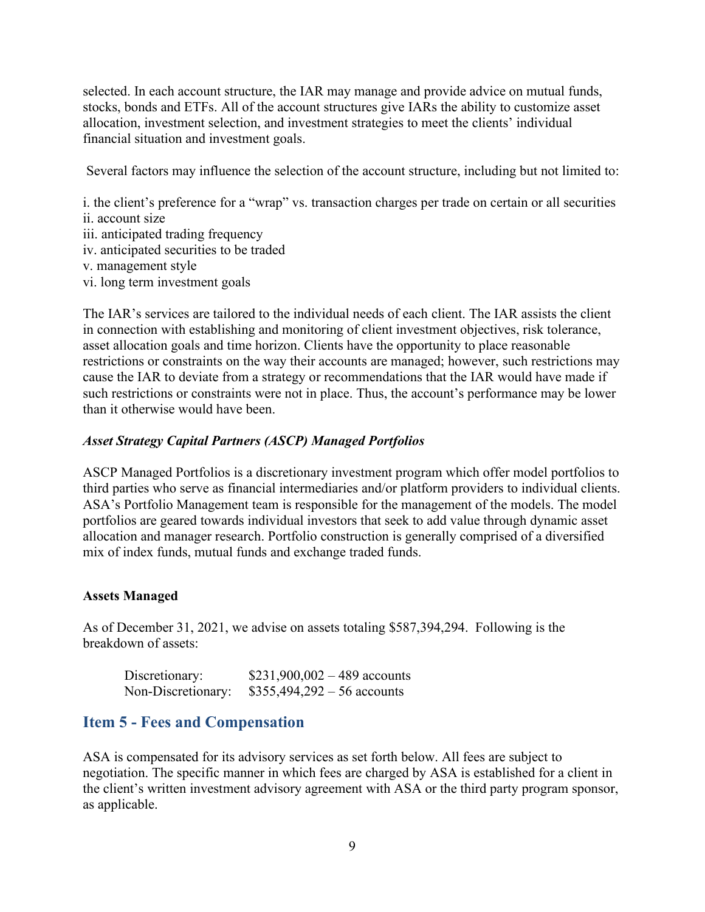selected. In each account structure, the IAR may manage and provide advice on mutual funds, stocks, bonds and ETFs. All of the account structures give IARs the ability to customize asset allocation, investment selection, and investment strategies to meet the clients' individual financial situation and investment goals.

Several factors may influence the selection of the account structure, including but not limited to:

i. the client's preference for a "wrap" vs. transaction charges per trade on certain or all securities
ii. account size
iii. anticipated trading frequency
iv. anticipated securities to be traded
v. management style
vi. long term investment goals

The IAR's services are tailored to the individual needs of each client. The IAR assists the client in connection with establishing and monitoring of client investment objectives, risk tolerance, asset allocation goals and time horizon. Clients have the opportunity to place reasonable restrictions or constraints on the way their accounts are managed; however, such restrictions may cause the IAR to deviate from a strategy or recommendations that the IAR would have made if such restrictions or constraints were not in place. Thus, the account's performance may be lower than it otherwise would have been.

***Asset Strategy Capital Partners (ASCP) Managed Portfolios***

ASCP Managed Portfolios is a discretionary investment program which offer model portfolios to third parties who serve as financial intermediaries and/or platform providers to individual clients. ASA's Portfolio Management team is responsible for the management of the models. The model portfolios are geared towards individual investors that seek to add value through dynamic asset allocation and manager research. Portfolio construction is generally comprised of a diversified mix of index funds, mutual funds and exchange traded funds.

**Assets Managed**

As of December 31, 2021, we advise on assets totaling $587,394,294. Following is the breakdown of assets:

| | |
|---|---|
| Discretionary: | $231,900,002 – 489 accounts |
| Non-Discretionary: | $355,494,292 – 56 accounts |

## Item 5 - Fees and Compensation

ASA is compensated for its advisory services as set forth below. All fees are subject to negotiation. The specific manner in which fees are charged by ASA is established for a client in the client's written investment advisory agreement with ASA or the third party program sponsor, as applicable.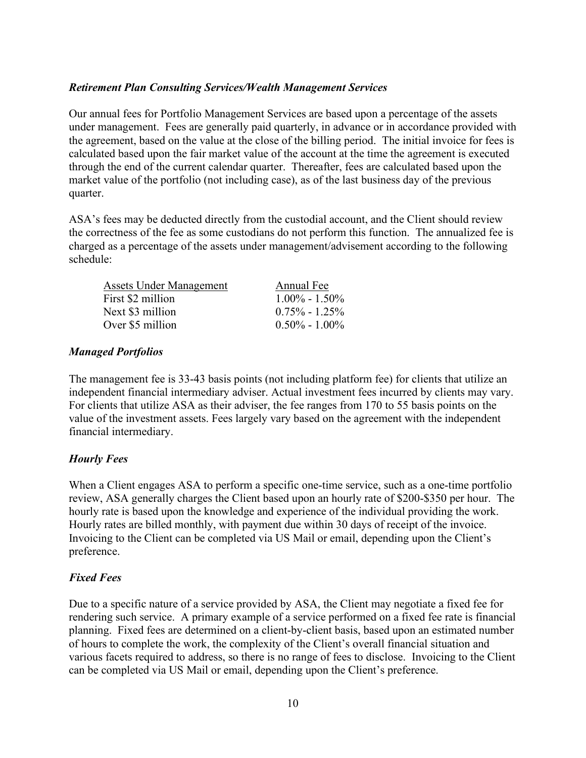### *Retirement Plan Consulting Services/Wealth Management Services*

Our annual fees for Portfolio Management Services are based upon a percentage of the assets under management. Fees are generally paid quarterly, in advance or in accordance provided with the agreement, based on the value at the close of the billing period. The initial invoice for fees is calculated based upon the fair market value of the account at the time the agreement is executed through the end of the current calendar quarter. Thereafter, fees are calculated based upon the market value of the portfolio (not including case), as of the last business day of the previous quarter.

ASA's fees may be deducted directly from the custodial account, and the Client should review the correctness of the fee as some custodians do not perform this function. The annualized fee is charged as a percentage of the assets under management/advisement according to the following schedule:

| Assets Under Management | Annual Fee |
| --- | --- |
| First $2 million | 1.00% - 1.50% |
| Next $3 million | 0.75% - 1.25% |
| Over $5 million | 0.50% - 1.00% |

### *Managed Portfolios*

The management fee is 33-43 basis points (not including platform fee) for clients that utilize an independent financial intermediary adviser. Actual investment fees incurred by clients may vary. For clients that utilize ASA as their adviser, the fee ranges from 170 to 55 basis points on the value of the investment assets. Fees largely vary based on the agreement with the independent financial intermediary.

### *Hourly Fees*

When a Client engages ASA to perform a specific one-time service, such as a one-time portfolio review, ASA generally charges the Client based upon an hourly rate of $200-$350 per hour. The hourly rate is based upon the knowledge and experience of the individual providing the work. Hourly rates are billed monthly, with payment due within 30 days of receipt of the invoice. Invoicing to the Client can be completed via US Mail or email, depending upon the Client's preference.

### *Fixed Fees*

Due to a specific nature of a service provided by ASA, the Client may negotiate a fixed fee for rendering such service. A primary example of a service performed on a fixed fee rate is financial planning. Fixed fees are determined on a client-by-client basis, based upon an estimated number of hours to complete the work, the complexity of the Client's overall financial situation and various facets required to address, so there is no range of fees to disclose. Invoicing to the Client can be completed via US Mail or email, depending upon the Client's preference.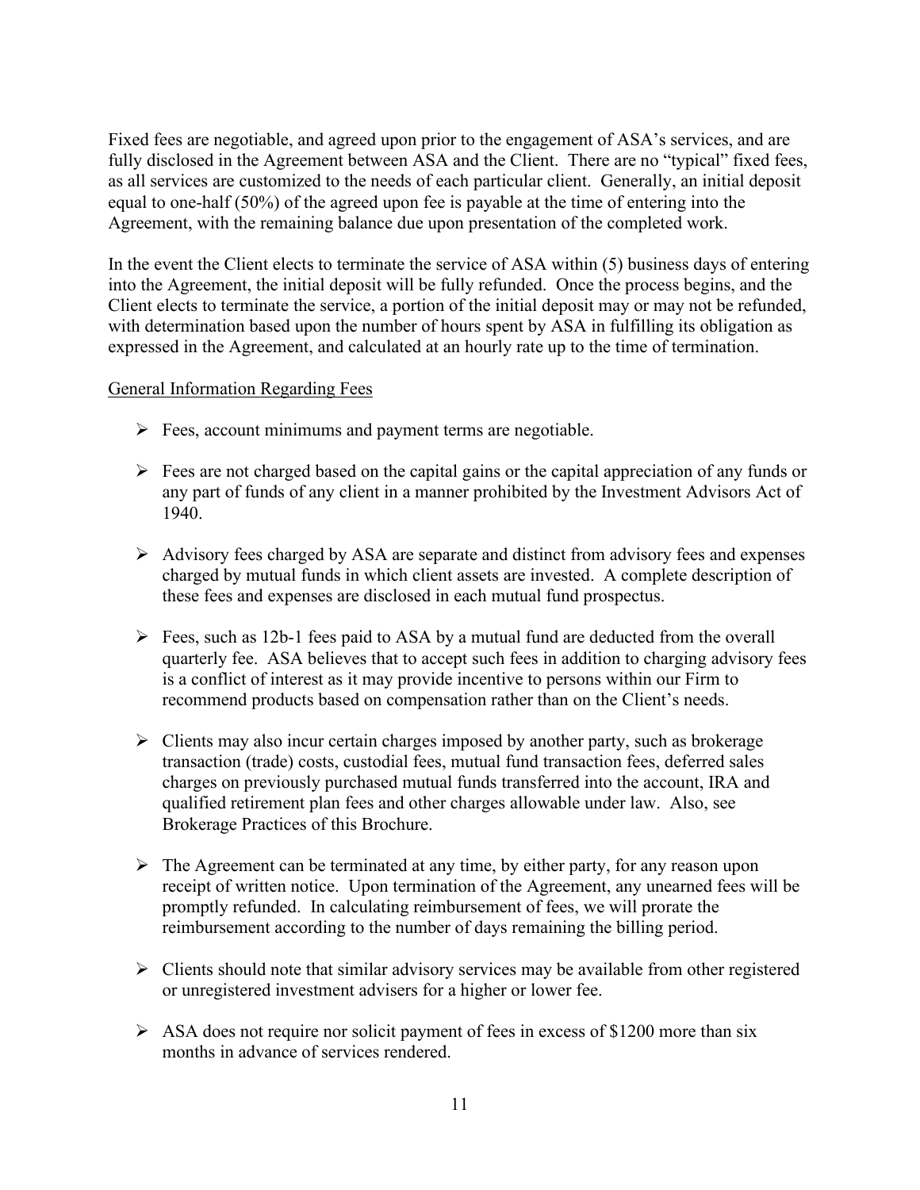Fixed fees are negotiable, and agreed upon prior to the engagement of ASA's services, and are fully disclosed in the Agreement between ASA and the Client. There are no "typical" fixed fees, as all services are customized to the needs of each particular client. Generally, an initial deposit equal to one-half (50%) of the agreed upon fee is payable at the time of entering into the Agreement, with the remaining balance due upon presentation of the completed work.

In the event the Client elects to terminate the service of ASA within (5) business days of entering into the Agreement, the initial deposit will be fully refunded. Once the process begins, and the Client elects to terminate the service, a portion of the initial deposit may or may not be refunded, with determination based upon the number of hours spent by ASA in fulfilling its obligation as expressed in the Agreement, and calculated at an hourly rate up to the time of termination.

General Information Regarding Fees

- Fees, account minimums and payment terms are negotiable.
- Fees are not charged based on the capital gains or the capital appreciation of any funds or any part of funds of any client in a manner prohibited by the Investment Advisors Act of 1940.
- Advisory fees charged by ASA are separate and distinct from advisory fees and expenses charged by mutual funds in which client assets are invested. A complete description of these fees and expenses are disclosed in each mutual fund prospectus.
- Fees, such as 12b-1 fees paid to ASA by a mutual fund are deducted from the overall quarterly fee. ASA believes that to accept such fees in addition to charging advisory fees is a conflict of interest as it may provide incentive to persons within our Firm to recommend products based on compensation rather than on the Client's needs.
- Clients may also incur certain charges imposed by another party, such as brokerage transaction (trade) costs, custodial fees, mutual fund transaction fees, deferred sales charges on previously purchased mutual funds transferred into the account, IRA and qualified retirement plan fees and other charges allowable under law. Also, see Brokerage Practices of this Brochure.
- The Agreement can be terminated at any time, by either party, for any reason upon receipt of written notice. Upon termination of the Agreement, any unearned fees will be promptly refunded. In calculating reimbursement of fees, we will prorate the reimbursement according to the number of days remaining the billing period.
- Clients should note that similar advisory services may be available from other registered or unregistered investment advisers for a higher or lower fee.
- ASA does not require nor solicit payment of fees in excess of $1200 more than six months in advance of services rendered.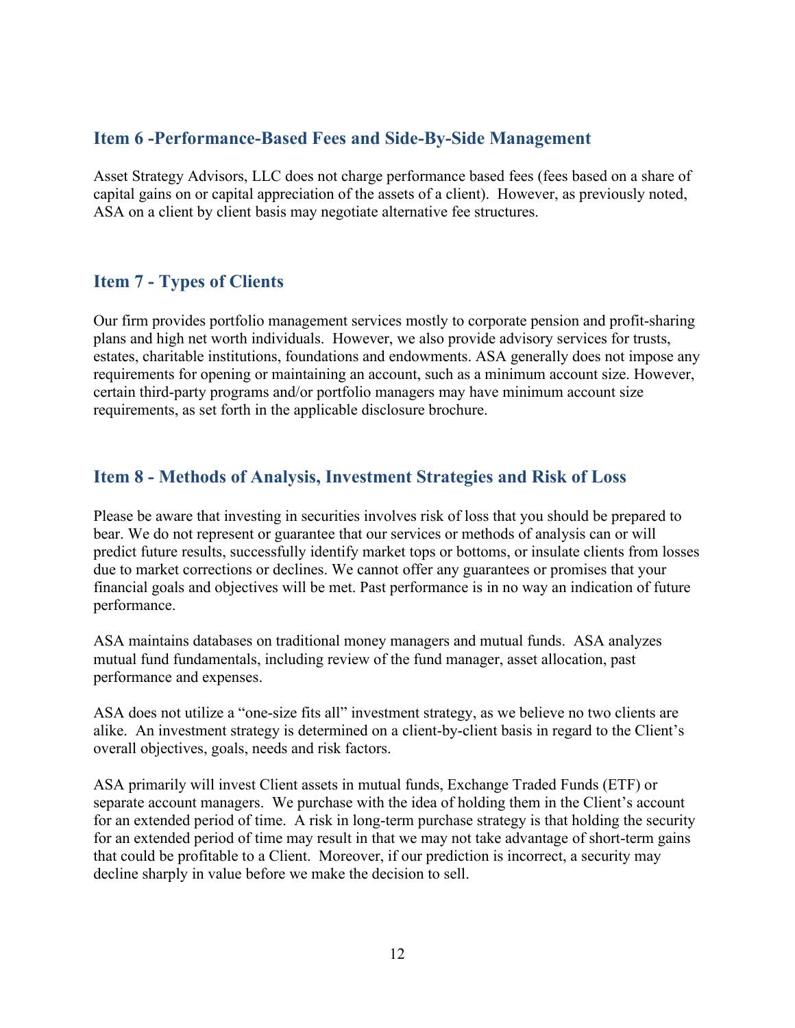## Item 6 -Performance-Based Fees and Side-By-Side Management

Asset Strategy Advisors, LLC does not charge performance based fees (fees based on a share of capital gains on or capital appreciation of the assets of a client). However, as previously noted, ASA on a client by client basis may negotiate alternative fee structures.

## Item 7 - Types of Clients

Our firm provides portfolio management services mostly to corporate pension and profit-sharing plans and high net worth individuals. However, we also provide advisory services for trusts, estates, charitable institutions, foundations and endowments. ASA generally does not impose any requirements for opening or maintaining an account, such as a minimum account size. However, certain third-party programs and/or portfolio managers may have minimum account size requirements, as set forth in the applicable disclosure brochure.

## Item 8 - Methods of Analysis, Investment Strategies and Risk of Loss

Please be aware that investing in securities involves risk of loss that you should be prepared to bear. We do not represent or guarantee that our services or methods of analysis can or will predict future results, successfully identify market tops or bottoms, or insulate clients from losses due to market corrections or declines. We cannot offer any guarantees or promises that your financial goals and objectives will be met. Past performance is in no way an indication of future performance.

ASA maintains databases on traditional money managers and mutual funds. ASA analyzes mutual fund fundamentals, including review of the fund manager, asset allocation, past performance and expenses.

ASA does not utilize a "one-size fits all" investment strategy, as we believe no two clients are alike. An investment strategy is determined on a client-by-client basis in regard to the Client's overall objectives, goals, needs and risk factors.

ASA primarily will invest Client assets in mutual funds, Exchange Traded Funds (ETF) or separate account managers. We purchase with the idea of holding them in the Client's account for an extended period of time. A risk in long-term purchase strategy is that holding the security for an extended period of time may result in that we may not take advantage of short-term gains that could be profitable to a Client. Moreover, if our prediction is incorrect, a security may decline sharply in value before we make the decision to sell.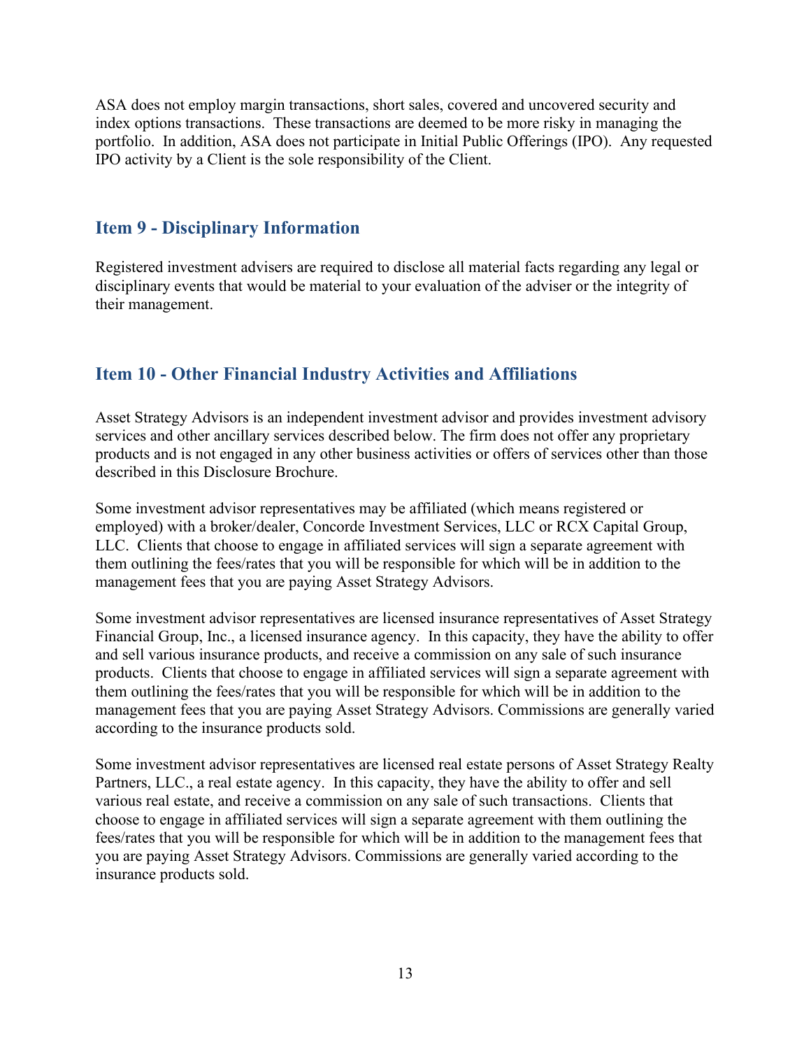ASA does not employ margin transactions, short sales, covered and uncovered security and index options transactions. These transactions are deemed to be more risky in managing the portfolio. In addition, ASA does not participate in Initial Public Offerings (IPO). Any requested IPO activity by a Client is the sole responsibility of the Client.

## Item 9 - Disciplinary Information

Registered investment advisers are required to disclose all material facts regarding any legal or disciplinary events that would be material to your evaluation of the adviser or the integrity of their management.

## Item 10 - Other Financial Industry Activities and Affiliations

Asset Strategy Advisors is an independent investment advisor and provides investment advisory services and other ancillary services described below. The firm does not offer any proprietary products and is not engaged in any other business activities or offers of services other than those described in this Disclosure Brochure.

Some investment advisor representatives may be affiliated (which means registered or employed) with a broker/dealer, Concorde Investment Services, LLC or RCX Capital Group, LLC. Clients that choose to engage in affiliated services will sign a separate agreement with them outlining the fees/rates that you will be responsible for which will be in addition to the management fees that you are paying Asset Strategy Advisors.

Some investment advisor representatives are licensed insurance representatives of Asset Strategy Financial Group, Inc., a licensed insurance agency. In this capacity, they have the ability to offer and sell various insurance products, and receive a commission on any sale of such insurance products. Clients that choose to engage in affiliated services will sign a separate agreement with them outlining the fees/rates that you will be responsible for which will be in addition to the management fees that you are paying Asset Strategy Advisors. Commissions are generally varied according to the insurance products sold.

Some investment advisor representatives are licensed real estate persons of Asset Strategy Realty Partners, LLC., a real estate agency. In this capacity, they have the ability to offer and sell various real estate, and receive a commission on any sale of such transactions. Clients that choose to engage in affiliated services will sign a separate agreement with them outlining the fees/rates that you will be responsible for which will be in addition to the management fees that you are paying Asset Strategy Advisors. Commissions are generally varied according to the insurance products sold.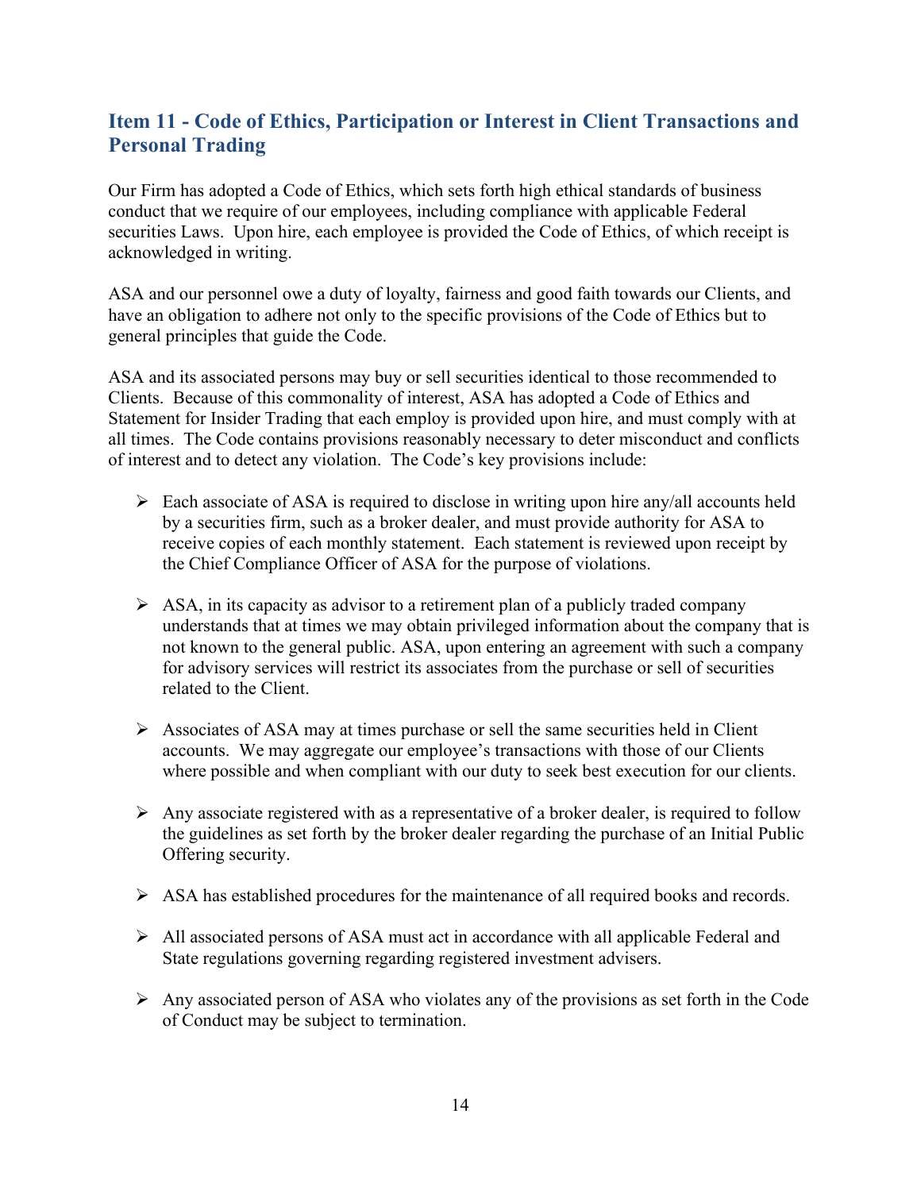## Item 11 - Code of Ethics, Participation or Interest in Client Transactions and Personal Trading

Our Firm has adopted a Code of Ethics, which sets forth high ethical standards of business conduct that we require of our employees, including compliance with applicable Federal securities Laws. Upon hire, each employee is provided the Code of Ethics, of which receipt is acknowledged in writing.

ASA and our personnel owe a duty of loyalty, fairness and good faith towards our Clients, and have an obligation to adhere not only to the specific provisions of the Code of Ethics but to general principles that guide the Code.

ASA and its associated persons may buy or sell securities identical to those recommended to Clients. Because of this commonality of interest, ASA has adopted a Code of Ethics and Statement for Insider Trading that each employ is provided upon hire, and must comply with at all times. The Code contains provisions reasonably necessary to deter misconduct and conflicts of interest and to detect any violation. The Code's key provisions include:

- Each associate of ASA is required to disclose in writing upon hire any/all accounts held by a securities firm, such as a broker dealer, and must provide authority for ASA to receive copies of each monthly statement. Each statement is reviewed upon receipt by the Chief Compliance Officer of ASA for the purpose of violations.

- ASA, in its capacity as advisor to a retirement plan of a publicly traded company understands that at times we may obtain privileged information about the company that is not known to the general public. ASA, upon entering an agreement with such a company for advisory services will restrict its associates from the purchase or sell of securities related to the Client.

- Associates of ASA may at times purchase or sell the same securities held in Client accounts. We may aggregate our employee's transactions with those of our Clients where possible and when compliant with our duty to seek best execution for our clients.

- Any associate registered with as a representative of a broker dealer, is required to follow the guidelines as set forth by the broker dealer regarding the purchase of an Initial Public Offering security.

- ASA has established procedures for the maintenance of all required books and records.

- All associated persons of ASA must act in accordance with all applicable Federal and State regulations governing regarding registered investment advisers.

- Any associated person of ASA who violates any of the provisions as set forth in the Code of Conduct may be subject to termination.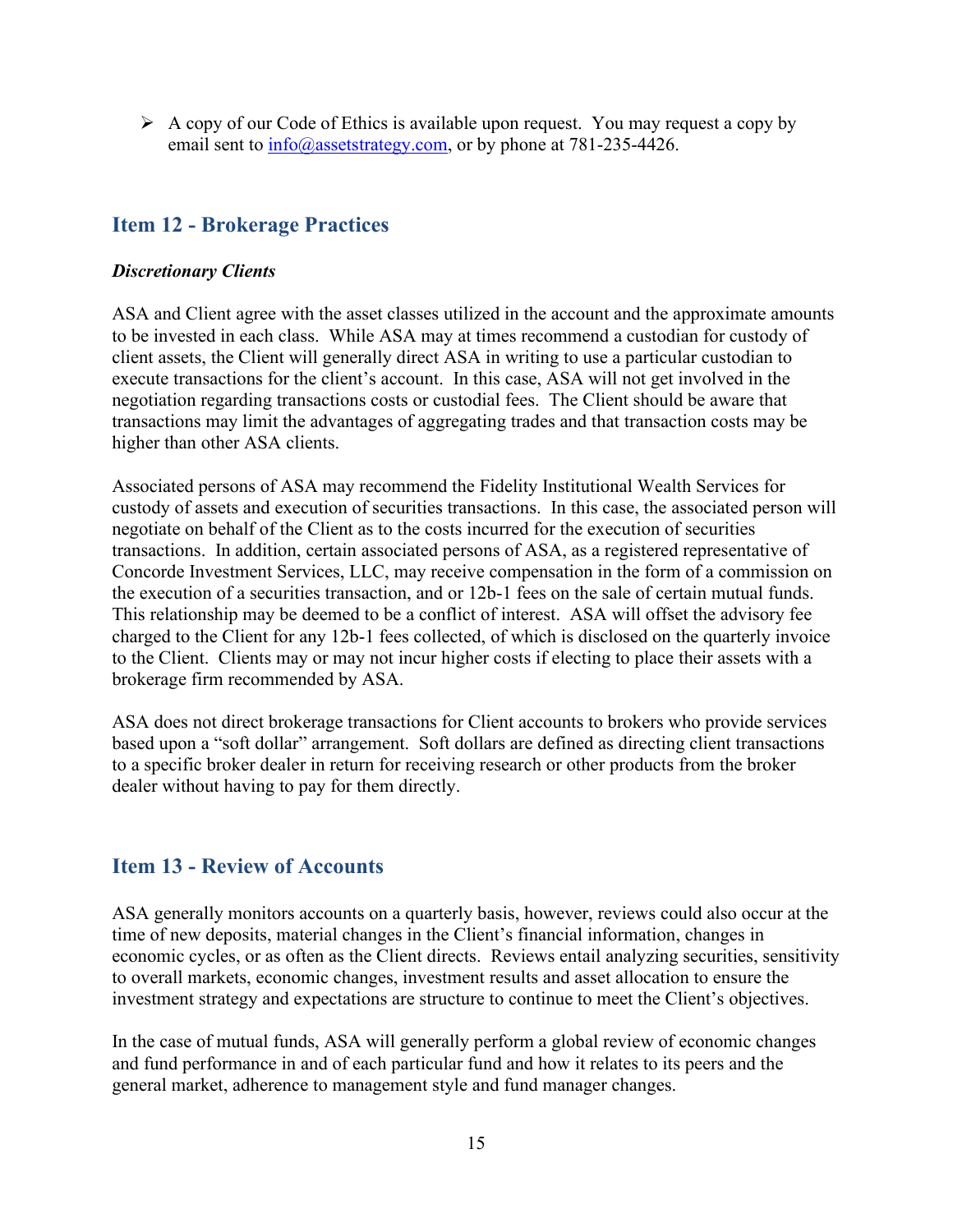- A copy of our Code of Ethics is available upon request. You may request a copy by email sent to info@assetstrategy.com, or by phone at 781-235-4426.

## Item 12 - Brokerage Practices

***Discretionary Clients***

ASA and Client agree with the asset classes utilized in the account and the approximate amounts to be invested in each class. While ASA may at times recommend a custodian for custody of client assets, the Client will generally direct ASA in writing to use a particular custodian to execute transactions for the client's account. In this case, ASA will not get involved in the negotiation regarding transactions costs or custodial fees. The Client should be aware that transactions may limit the advantages of aggregating trades and that transaction costs may be higher than other ASA clients.

Associated persons of ASA may recommend the Fidelity Institutional Wealth Services for custody of assets and execution of securities transactions. In this case, the associated person will negotiate on behalf of the Client as to the costs incurred for the execution of securities transactions. In addition, certain associated persons of ASA, as a registered representative of Concorde Investment Services, LLC, may receive compensation in the form of a commission on the execution of a securities transaction, and or 12b-1 fees on the sale of certain mutual funds. This relationship may be deemed to be a conflict of interest. ASA will offset the advisory fee charged to the Client for any 12b-1 fees collected, of which is disclosed on the quarterly invoice to the Client. Clients may or may not incur higher costs if electing to place their assets with a brokerage firm recommended by ASA.

ASA does not direct brokerage transactions for Client accounts to brokers who provide services based upon a "soft dollar" arrangement. Soft dollars are defined as directing client transactions to a specific broker dealer in return for receiving research or other products from the broker dealer without having to pay for them directly.

## Item 13 - Review of Accounts

ASA generally monitors accounts on a quarterly basis, however, reviews could also occur at the time of new deposits, material changes in the Client's financial information, changes in economic cycles, or as often as the Client directs. Reviews entail analyzing securities, sensitivity to overall markets, economic changes, investment results and asset allocation to ensure the investment strategy and expectations are structure to continue to meet the Client's objectives.

In the case of mutual funds, ASA will generally perform a global review of economic changes and fund performance in and of each particular fund and how it relates to its peers and the general market, adherence to management style and fund manager changes.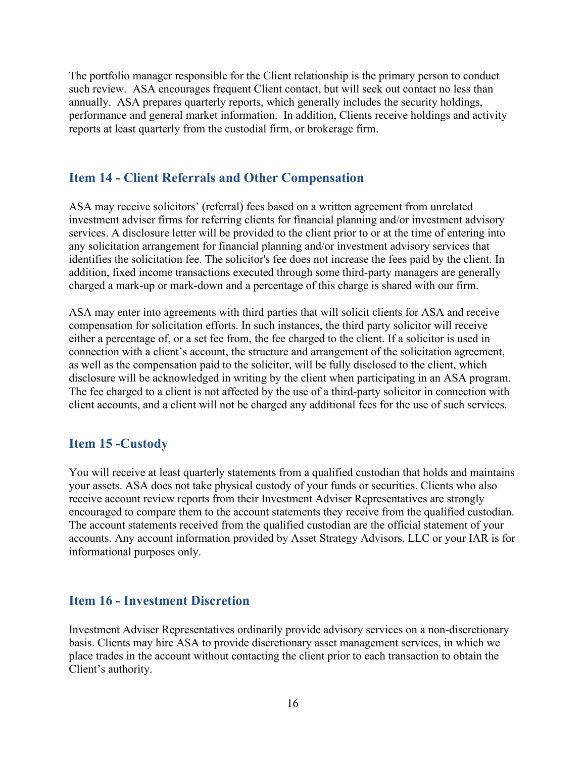The portfolio manager responsible for the Client relationship is the primary person to conduct such review. ASA encourages frequent Client contact, but will seek out contact no less than annually. ASA prepares quarterly reports, which generally includes the security holdings, performance and general market information. In addition, Clients receive holdings and activity reports at least quarterly from the custodial firm, or brokerage firm.

## Item 14 - Client Referrals and Other Compensation

ASA may receive solicitors' (referral) fees based on a written agreement from unrelated investment adviser firms for referring clients for financial planning and/or investment advisory services. A disclosure letter will be provided to the client prior to or at the time of entering into any solicitation arrangement for financial planning and/or investment advisory services that identifies the solicitation fee. The solicitor's fee does not increase the fees paid by the client. In addition, fixed income transactions executed through some third-party managers are generally charged a mark-up or mark-down and a percentage of this charge is shared with our firm.

ASA may enter into agreements with third parties that will solicit clients for ASA and receive compensation for solicitation efforts. In such instances, the third party solicitor will receive either a percentage of, or a set fee from, the fee charged to the client. If a solicitor is used in connection with a client's account, the structure and arrangement of the solicitation agreement, as well as the compensation paid to the solicitor, will be fully disclosed to the client, which disclosure will be acknowledged in writing by the client when participating in an ASA program. The fee charged to a client is not affected by the use of a third-party solicitor in connection with client accounts, and a client will not be charged any additional fees for the use of such services.

## Item 15 -Custody

You will receive at least quarterly statements from a qualified custodian that holds and maintains your assets. ASA does not take physical custody of your funds or securities. Clients who also receive account review reports from their Investment Adviser Representatives are strongly encouraged to compare them to the account statements they receive from the qualified custodian. The account statements received from the qualified custodian are the official statement of your accounts. Any account information provided by Asset Strategy Advisors, LLC or your IAR is for informational purposes only.

## Item 16 - Investment Discretion

Investment Adviser Representatives ordinarily provide advisory services on a non-discretionary basis. Clients may hire ASA to provide discretionary asset management services, in which we place trades in the account without contacting the client prior to each transaction to obtain the Client's authority.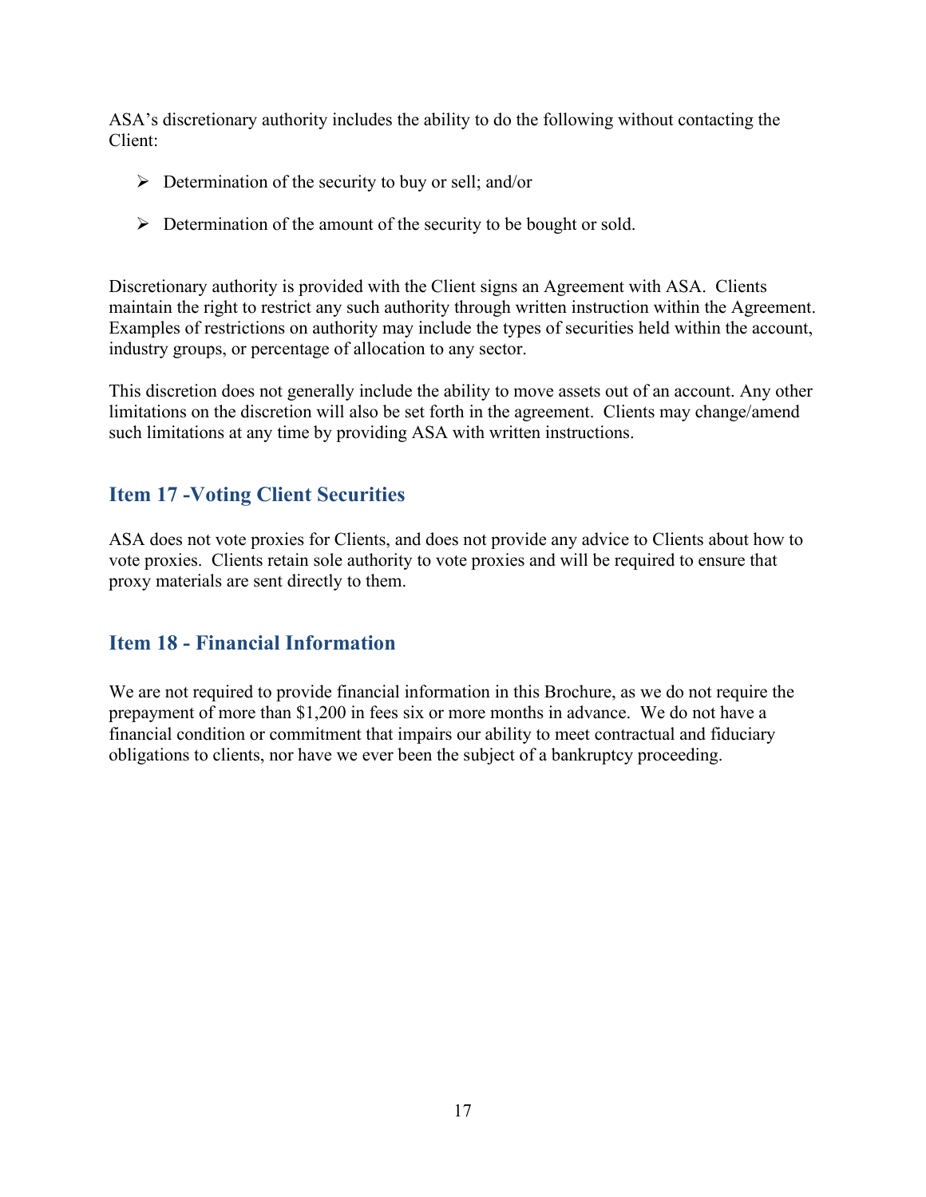ASA's discretionary authority includes the ability to do the following without contacting the Client:

- Determination of the security to buy or sell; and/or
- Determination of the amount of the security to be bought or sold.

Discretionary authority is provided with the Client signs an Agreement with ASA. Clients maintain the right to restrict any such authority through written instruction within the Agreement. Examples of restrictions on authority may include the types of securities held within the account, industry groups, or percentage of allocation to any sector.

This discretion does not generally include the ability to move assets out of an account. Any other limitations on the discretion will also be set forth in the agreement. Clients may change/amend such limitations at any time by providing ASA with written instructions.

## Item 17 -Voting Client Securities

ASA does not vote proxies for Clients, and does not provide any advice to Clients about how to vote proxies. Clients retain sole authority to vote proxies and will be required to ensure that proxy materials are sent directly to them.

## Item 18 - Financial Information

We are not required to provide financial information in this Brochure, as we do not require the prepayment of more than $1,200 in fees six or more months in advance. We do not have a financial condition or commitment that impairs our ability to meet contractual and fiduciary obligations to clients, nor have we ever been the subject of a bankruptcy proceeding.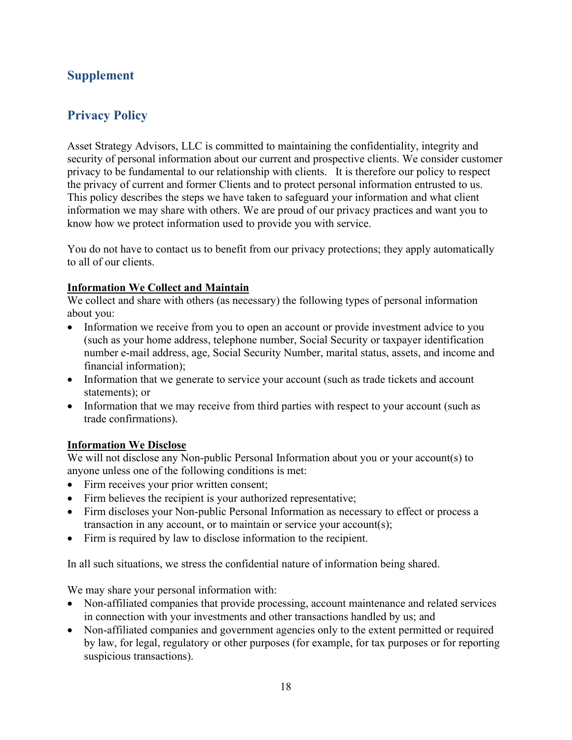## Supplement

## Privacy Policy

Asset Strategy Advisors, LLC is committed to maintaining the confidentiality, integrity and security of personal information about our current and prospective clients. We consider customer privacy to be fundamental to our relationship with clients. It is therefore our policy to respect the privacy of current and former Clients and to protect personal information entrusted to us. This policy describes the steps we have taken to safeguard your information and what client information we may share with others. We are proud of our privacy practices and want you to know how we protect information used to provide you with service.

You do not have to contact us to benefit from our privacy protections; they apply automatically to all of our clients.

**Information We Collect and Maintain**

We collect and share with others (as necessary) the following types of personal information about you:

- Information we receive from you to open an account or provide investment advice to you (such as your home address, telephone number, Social Security or taxpayer identification number e-mail address, age, Social Security Number, marital status, assets, and income and financial information);
- Information that we generate to service your account (such as trade tickets and account statements); or
- Information that we may receive from third parties with respect to your account (such as trade confirmations).

**Information We Disclose**

We will not disclose any Non-public Personal Information about you or your account(s) to anyone unless one of the following conditions is met:

- Firm receives your prior written consent;
- Firm believes the recipient is your authorized representative;
- Firm discloses your Non-public Personal Information as necessary to effect or process a transaction in any account, or to maintain or service your account(s);
- Firm is required by law to disclose information to the recipient.

In all such situations, we stress the confidential nature of information being shared.

We may share your personal information with:

- Non-affiliated companies that provide processing, account maintenance and related services in connection with your investments and other transactions handled by us; and
- Non-affiliated companies and government agencies only to the extent permitted or required by law, for legal, regulatory or other purposes (for example, for tax purposes or for reporting suspicious transactions).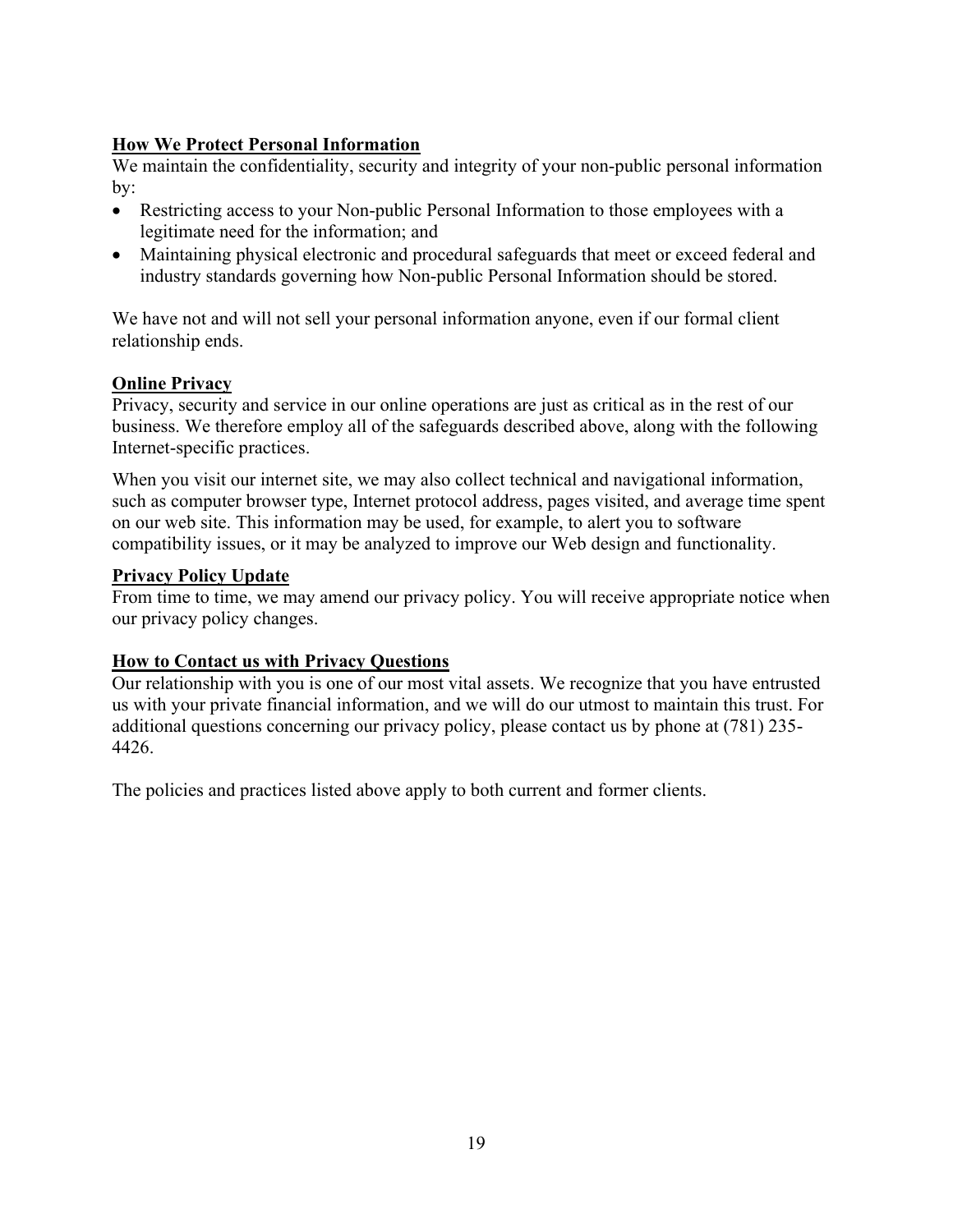**How We Protect Personal Information**

We maintain the confidentiality, security and integrity of your non-public personal information by:

- Restricting access to your Non-public Personal Information to those employees with a legitimate need for the information; and
- Maintaining physical electronic and procedural safeguards that meet or exceed federal and industry standards governing how Non-public Personal Information should be stored.

We have not and will not sell your personal information anyone, even if our formal client relationship ends.

**Online Privacy**

Privacy, security and service in our online operations are just as critical as in the rest of our business. We therefore employ all of the safeguards described above, along with the following Internet-specific practices.

When you visit our internet site, we may also collect technical and navigational information, such as computer browser type, Internet protocol address, pages visited, and average time spent on our web site. This information may be used, for example, to alert you to software compatibility issues, or it may be analyzed to improve our Web design and functionality.

**Privacy Policy Update**

From time to time, we may amend our privacy policy. You will receive appropriate notice when our privacy policy changes.

**How to Contact us with Privacy Questions**

Our relationship with you is one of our most vital assets. We recognize that you have entrusted us with your private financial information, and we will do our utmost to maintain this trust. For additional questions concerning our privacy policy, please contact us by phone at (781) 235-4426.

The policies and practices listed above apply to both current and former clients.